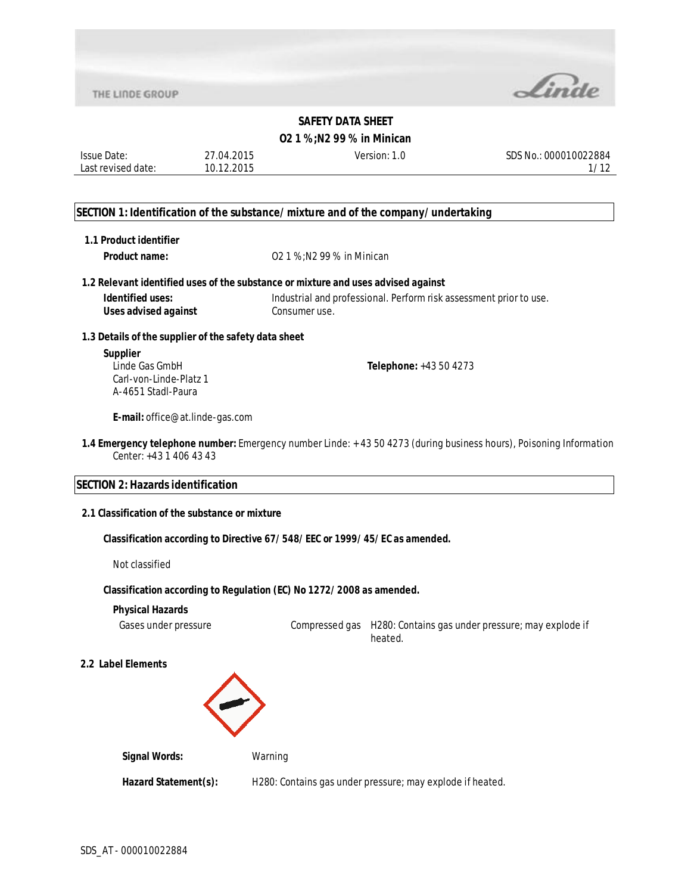# SAFETY DATA SHEET

**O2 1 %;N2 99 % in Minican**

| Issue Date: | 27.04.2015 | Version: 1.0 | SDS No.: 000010022884 |
|---|---|---|---|
| Last revised date: | 10.12.2015 | | |

## SECTION 1: Identification of the substance/mixture and of the company/undertaking

### 1.1 Product identifier

**Product name:** O2 1 %;N2 99 % in Minican

### 1.2 Relevant identified uses of the substance or mixture and uses advised against

**Identified uses:** Industrial and professional. Perform risk assessment prior to use.
**Uses advised against** Consumer use.

### 1.3 Details of the supplier of the safety data sheet

**Supplier**
Linde Gas GmbH
Carl-von-Linde-Platz 1
A-4651 Stadl-Paura

**Telephone:** +43 50 4273

**E-mail:** office@at.linde-gas.com

**1.4 Emergency telephone number:** Emergency number Linde: + 43 50 4273 (during business hours), Poisoning Information Center: +43 1 406 43 43

## SECTION 2: Hazards identification

### 2.1 Classification of the substance or mixture

**Classification according to Directive 67/548/EEC or 1999/45/EC as amended.**

Not classified

**Classification according to Regulation (EC) No 1272/2008 as amended.**

**Physical Hazards**

| Gases under pressure | Compressed gas | H280: Contains gas under pressure; may explode if heated. |
|---|---|---|

### 2.2 Label Elements

**Signal Words:** Warning

**Hazard Statement(s):** H280: Contains gas under pressure; may explode if heated.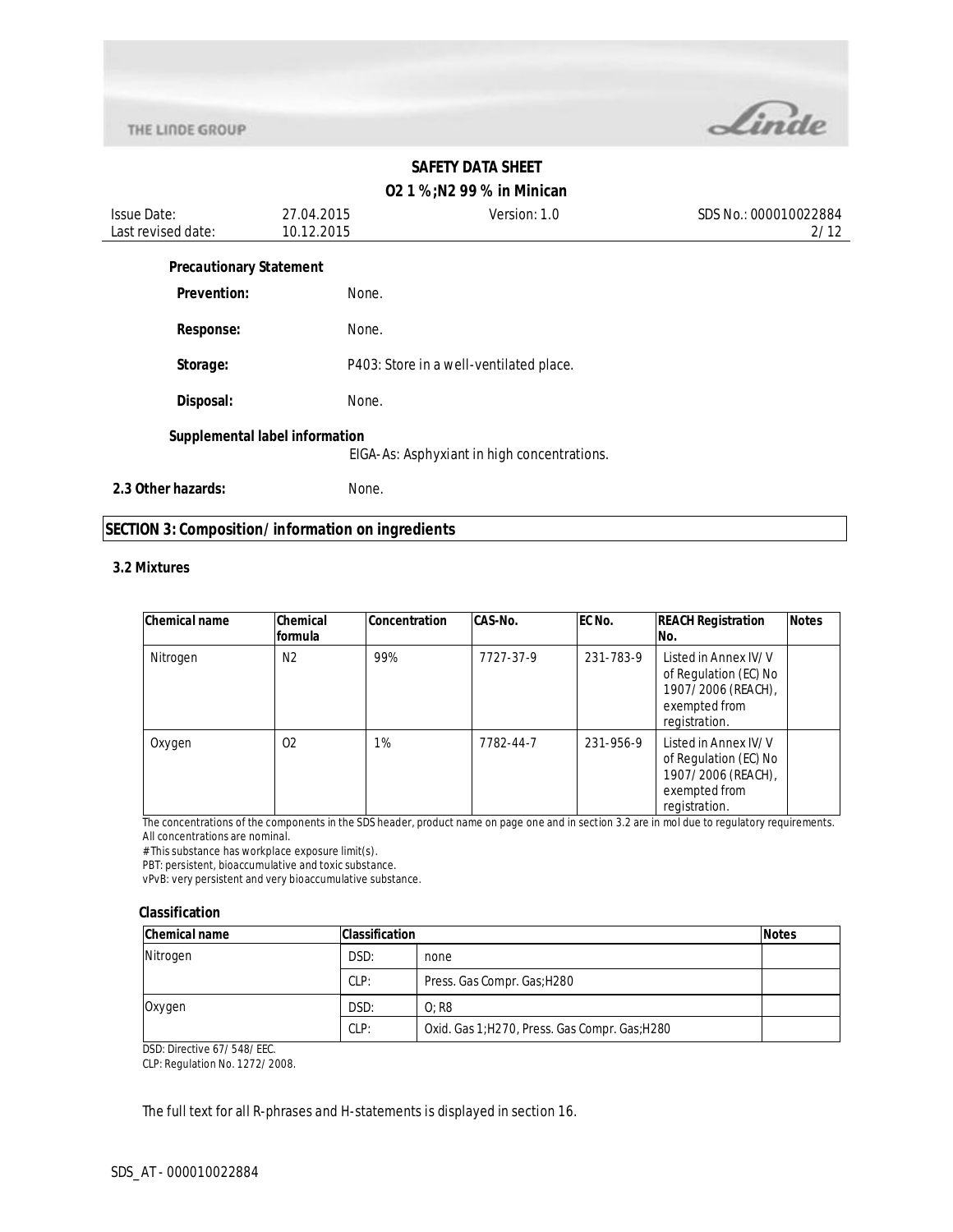**Precautionary Statement**

**Prevention:** None.

**Response:** None.

**Storage:** P403: Store in a well-ventilated place.

**Disposal:** None.

**Supplemental label information**

EIGA-As: Asphyxiant in high concentrations.

**2.3 Other hazards:** None.

## SECTION 3: Composition/information on ingredients

### 3.2 Mixtures

| Chemical name | Chemical formula | Concentration | CAS-No. | EC No. | REACH Registration No. | Notes |
|---|---|---|---|---|---|---|
| Nitrogen | $N_2$ | 99% | 7727-37-9 | 231-783-9 | Listed in Annex IV/V of Regulation (EC) No 1907/2006 (REACH), exempted from registration. | |
| Oxygen | $O_2$ | 1% | 7782-44-7 | 231-956-9 | Listed in Annex IV/V of Regulation (EC) No 1907/2006 (REACH), exempted from registration. | |

The concentrations of the components in the SDS header, product name on page one and in section 3.2 are in mol due to regulatory requirements.
All concentrations are nominal.
# This substance has workplace exposure limit(s).
PBT: persistent, bioaccumulative and toxic substance.
vPvB: very persistent and very bioaccumulative substance.

**Classification**

| Chemical name | Classification | | Notes |
|---|---|---|---|
| Nitrogen | DSD: | none | |
| | CLP: | Press. Gas Compr. Gas;H280 | |
| Oxygen | DSD: | O; R8 | |
| | CLP: | Oxid. Gas 1;H270, Press. Gas Compr. Gas;H280 | |

DSD: Directive 67/548/EEC.
CLP: Regulation No. 1272/2008.

The full text for all R-phrases and H-statements is displayed in section 16.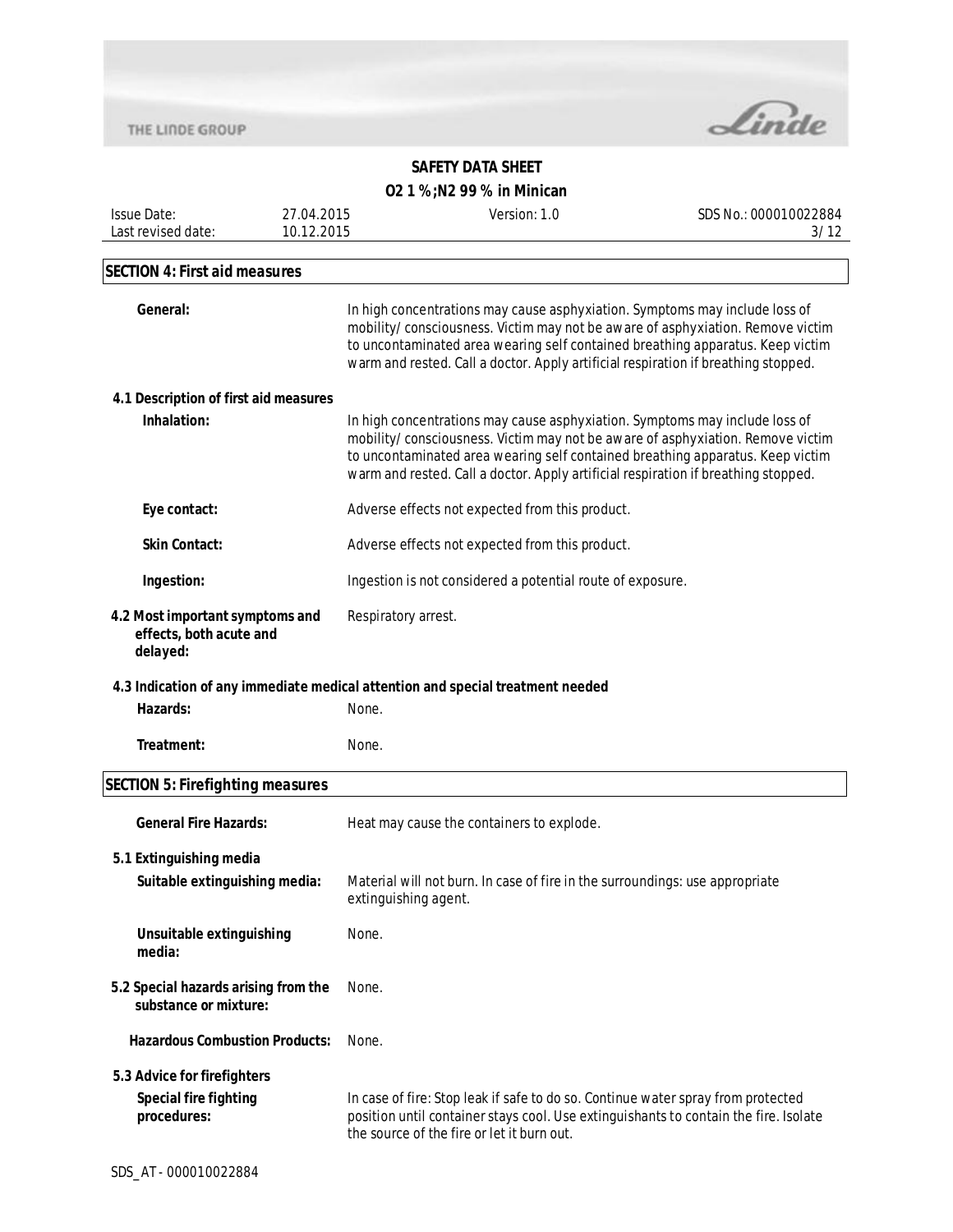## SECTION 4: First aid measures

**General:** In high concentrations may cause asphyxiation. Symptoms may include loss of mobility/ consciousness. Victim may not be aware of asphyxiation. Remove victim to uncontaminated area wearing self contained breathing apparatus. Keep victim warm and rested. Call a doctor. Apply artificial respiration if breathing stopped.

### 4.1 Description of first aid measures

**Inhalation:** In high concentrations may cause asphyxiation. Symptoms may include loss of mobility/ consciousness. Victim may not be aware of asphyxiation. Remove victim to uncontaminated area wearing self contained breathing apparatus. Keep victim warm and rested. Call a doctor. Apply artificial respiration if breathing stopped.

**Eye contact:** Adverse effects not expected from this product.

**Skin Contact:** Adverse effects not expected from this product.

**Ingestion:** Ingestion is not considered a potential route of exposure.

**4.2 Most important symptoms and effects, both acute and delayed:** Respiratory arrest.

### 4.3 Indication of any immediate medical attention and special treatment needed

**Hazards:** None.

**Treatment:** None.

## SECTION 5: Firefighting measures

**General Fire Hazards:** Heat may cause the containers to explode.

### 5.1 Extinguishing media

**Suitable extinguishing media:** Material will not burn. In case of fire in the surroundings: use appropriate extinguishing agent.

**Unsuitable extinguishing media:** None.

**5.2 Special hazards arising from the substance or mixture:** None.

**Hazardous Combustion Products:** None.

### 5.3 Advice for firefighters

**Special fire fighting procedures:** In case of fire: Stop leak if safe to do so. Continue water spray from protected position until container stays cool. Use extinguishants to contain the fire. Isolate the source of the fire or let it burn out.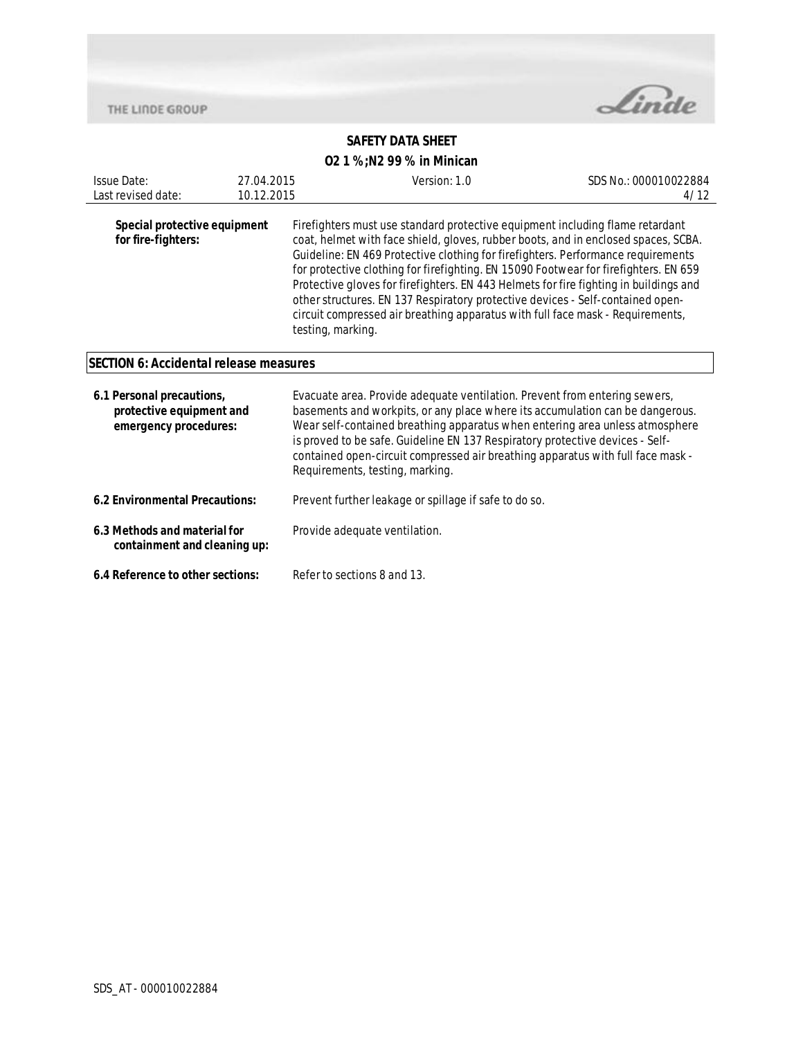**Special protective equipment for fire-fighters:** Firefighters must use standard protective equipment including flame retardant coat, helmet with face shield, gloves, rubber boots, and in enclosed spaces, SCBA. Guideline: EN 469 Protective clothing for firefighters. Performance requirements for protective clothing for firefighting. EN 15090 Footwear for firefighters. EN 659 Protective gloves for firefighters. EN 443 Helmets for fire fighting in buildings and other structures. EN 137 Respiratory protective devices - Self-contained open-circuit compressed air breathing apparatus with full face mask - Requirements, testing, marking.

## SECTION 6: Accidental release measures

**6.1 Personal precautions, protective equipment and emergency procedures:** Evacuate area. Provide adequate ventilation. Prevent from entering sewers, basements and workpits, or any place where its accumulation can be dangerous. Wear self-contained breathing apparatus when entering area unless atmosphere is proved to be safe. Guideline EN 137 Respiratory protective devices - Self-contained open-circuit compressed air breathing apparatus with full face mask - Requirements, testing, marking.

**6.2 Environmental Precautions:** Prevent further leakage or spillage if safe to do so.

**6.3 Methods and material for containment and cleaning up:** Provide adequate ventilation.

**6.4 Reference to other sections:** Refer to sections 8 and 13.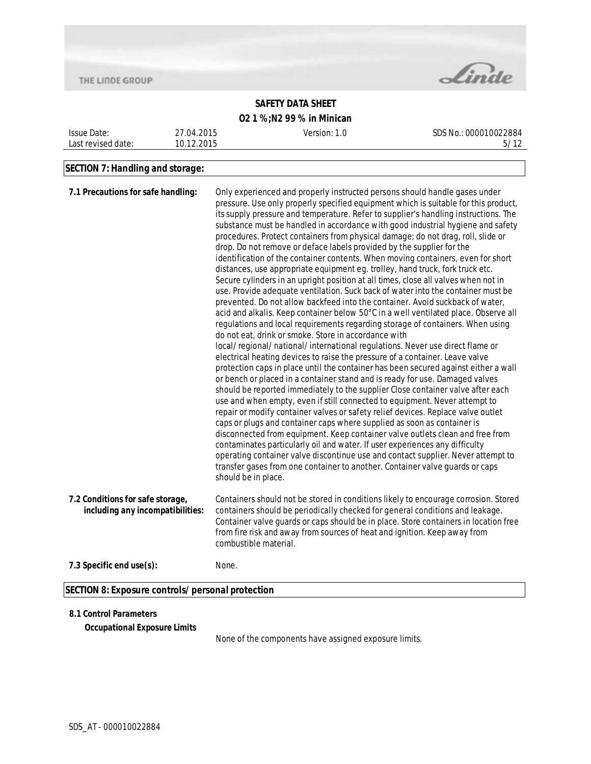## SECTION 7: Handling and storage:

**7.1 Precautions for safe handling:**

Only experienced and properly instructed persons should handle gases under pressure. Use only properly specified equipment which is suitable for this product, its supply pressure and temperature. Refer to supplier's handling instructions. The substance must be handled in accordance with good industrial hygiene and safety procedures. Protect containers from physical damage; do not drag, roll, slide or drop. Do not remove or deface labels provided by the supplier for the identification of the container contents. When moving containers, even for short distances, use appropriate equipment eg. trolley, hand truck, fork truck etc. Secure cylinders in an upright position at all times, close all valves when not in use. Provide adequate ventilation. Suck back of water into the container must be prevented. Do not allow backfeed into the container. Avoid suckback of water, acid and alkalis. Keep container below 50°C in a well ventilated place. Observe all regulations and local requirements regarding storage of containers. When using do not eat, drink or smoke. Store in accordance with local/regional/national/international regulations. Never use direct flame or electrical heating devices to raise the pressure of a container. Leave valve protection caps in place until the container has been secured against either a wall or bench or placed in a container stand and is ready for use. Damaged valves should be reported immediately to the supplier Close container valve after each use and when empty, even if still connected to equipment. Never attempt to repair or modify container valves or safety relief devices. Replace valve outlet caps or plugs and container caps where supplied as soon as container is disconnected from equipment. Keep container valve outlets clean and free from contaminates particularly oil and water. If user experiences any difficulty operating container valve discontinue use and contact supplier. Never attempt to transfer gases from one container to another. Container valve guards or caps should be in place.

**7.2 Conditions for safe storage, including any incompatibilities:**

Containers should not be stored in conditions likely to encourage corrosion. Stored containers should be periodically checked for general conditions and leakage. Container valve guards or caps should be in place. Store containers in location free from fire risk and away from sources of heat and ignition. Keep away from combustible material.

**7.3 Specific end use(s):** None.

## SECTION 8: Exposure controls/personal protection

**8.1 Control Parameters**

**Occupational Exposure Limits**

None of the components have assigned exposure limits.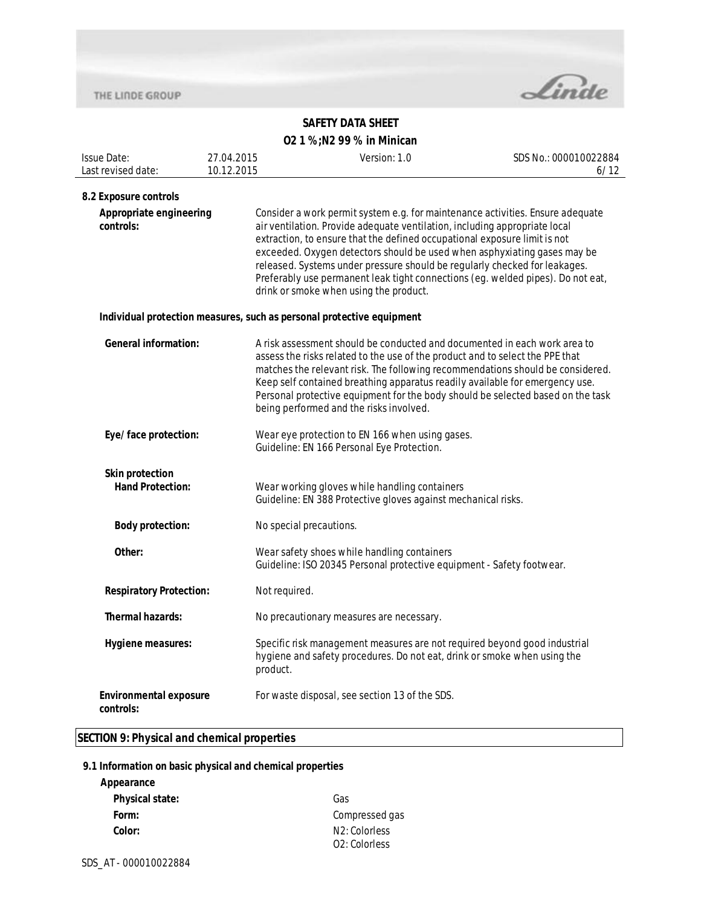### 8.2 Exposure controls

**Appropriate engineering controls:** Consider a work permit system e.g. for maintenance activities. Ensure adequate air ventilation. Provide adequate ventilation, including appropriate local extraction, to ensure that the defined occupational exposure limit is not exceeded. Oxygen detectors should be used when asphyxiating gases may be released. Systems under pressure should be regularly checked for leakages. Preferably use permanent leak tight connections (eg. welded pipes). Do not eat, drink or smoke when using the product.

**Individual protection measures, such as personal protective equipment**

**General information:** A risk assessment should be conducted and documented in each work area to assess the risks related to the use of the product and to select the PPE that matches the relevant risk. The following recommendations should be considered. Keep self contained breathing apparatus readily available for emergency use. Personal protective equipment for the body should be selected based on the task being performed and the risks involved.

**Eye/face protection:** Wear eye protection to EN 166 when using gases.
Guideline: EN 166 Personal Eye Protection.

**Skin protection**

**Hand Protection:** Wear working gloves while handling containers
Guideline: EN 388 Protective gloves against mechanical risks.

**Body protection:** No special precautions.

**Other:** Wear safety shoes while handling containers
Guideline: ISO 20345 Personal protective equipment - Safety footwear.

**Respiratory Protection:** Not required.

**Thermal hazards:** No precautionary measures are necessary.

**Hygiene measures:** Specific risk management measures are not required beyond good industrial hygiene and safety procedures. Do not eat, drink or smoke when using the product.

**Environmental exposure controls:** For waste disposal, see section 13 of the SDS.

## SECTION 9: Physical and chemical properties

### 9.1 Information on basic physical and chemical properties

**Appearance**

**Physical state:** Gas

**Form:** Compressed gas

**Color:** $N_2$: Colorless
$O_2$: Colorless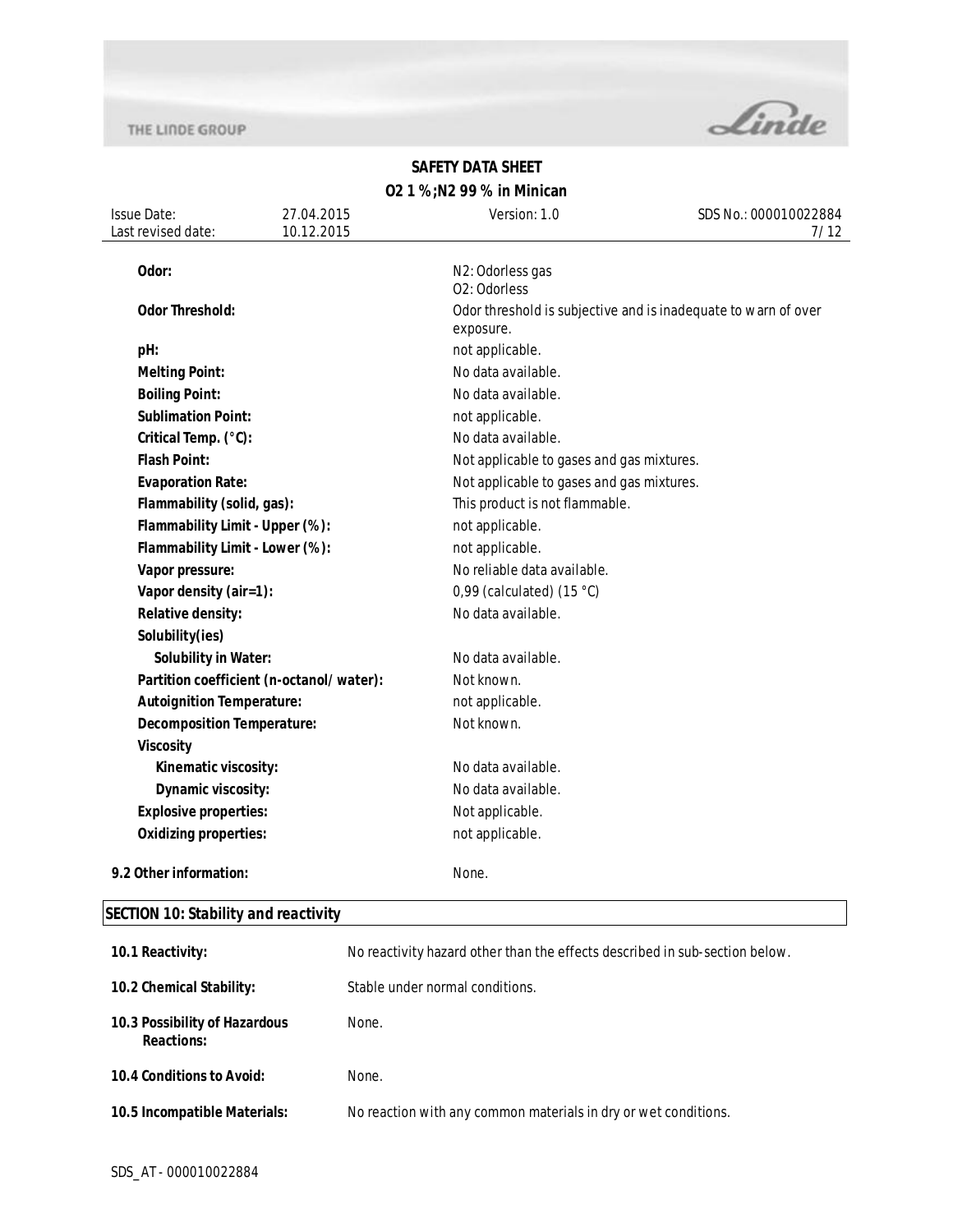| | |
|---|---|
| **Odor:** | $N_2$: Odorless gas<br>$O_2$: Odorless |
| **Odor Threshold:** | Odor threshold is subjective and is inadequate to warn of over exposure. |
| **pH:** | not applicable. |
| **Melting Point:** | No data available. |
| **Boiling Point:** | No data available. |
| **Sublimation Point:** | not applicable. |
| **Critical Temp. (°C):** | No data available. |
| **Flash Point:** | Not applicable to gases and gas mixtures. |
| **Evaporation Rate:** | Not applicable to gases and gas mixtures. |
| **Flammability (solid, gas):** | This product is not flammable. |
| **Flammability Limit - Upper (%):** | not applicable. |
| **Flammability Limit - Lower (%):** | not applicable. |
| **Vapor pressure:** | No reliable data available. |
| **Vapor density (air=1):** | 0,99 (calculated) (15 °C) |
| **Relative density:** | No data available. |
| **Solubility(ies)** | |
| **Solubility in Water:** | No data available. |
| **Partition coefficient (n-octanol/water):** | Not known. |
| **Autoignition Temperature:** | not applicable. |
| **Decomposition Temperature:** | Not known. |
| **Viscosity** | |
| **Kinematic viscosity:** | No data available. |
| **Dynamic viscosity:** | No data available. |
| **Explosive properties:** | Not applicable. |
| **Oxidizing properties:** | not applicable. |

**9.2 Other information:** None.

## SECTION 10: Stability and reactivity

| | |
|---|---|
| **10.1 Reactivity:** | No reactivity hazard other than the effects described in sub-section below. |
| **10.2 Chemical Stability:** | Stable under normal conditions. |
| **10.3 Possibility of Hazardous Reactions:** | None. |
| **10.4 Conditions to Avoid:** | None. |
| **10.5 Incompatible Materials:** | No reaction with any common materials in dry or wet conditions. |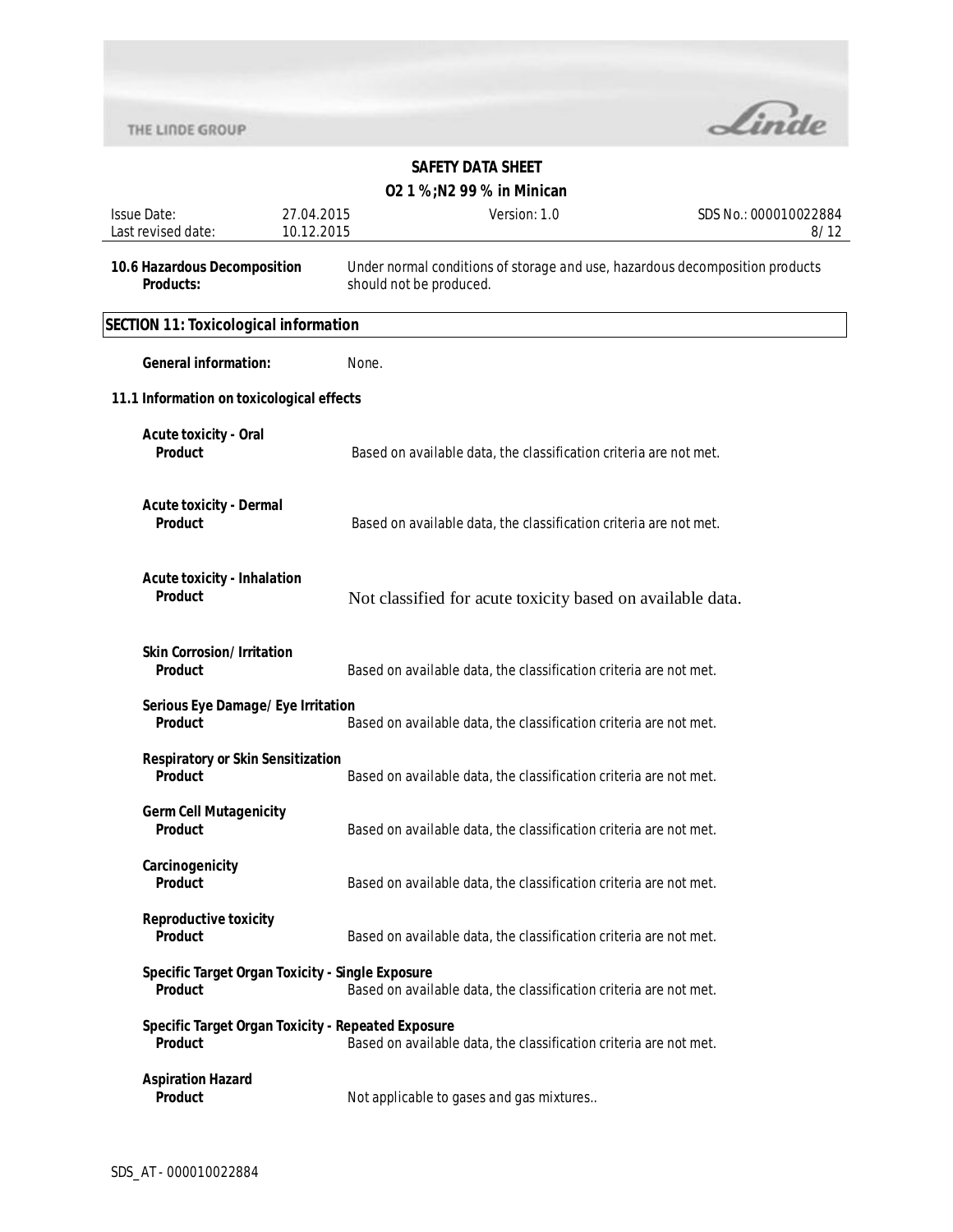**10.6 Hazardous Decomposition Products:** Under normal conditions of storage and use, hazardous decomposition products should not be produced.

## SECTION 11: Toxicological information

**General information:** None.

### 11.1 Information on toxicological effects

**Acute toxicity - Oral**
**Product** Based on available data, the classification criteria are not met.

**Acute toxicity - Dermal**
**Product** Based on available data, the classification criteria are not met.

**Acute toxicity - Inhalation**
**Product** Not classified for acute toxicity based on available data.

**Skin Corrosion/ Irritation**
**Product** Based on available data, the classification criteria are not met.

**Serious Eye Damage/ Eye Irritation**
**Product** Based on available data, the classification criteria are not met.

**Respiratory or Skin Sensitization**
**Product** Based on available data, the classification criteria are not met.

**Germ Cell Mutagenicity**
**Product** Based on available data, the classification criteria are not met.

**Carcinogenicity**
**Product** Based on available data, the classification criteria are not met.

**Reproductive toxicity**
**Product** Based on available data, the classification criteria are not met.

**Specific Target Organ Toxicity - Single Exposure**
**Product** Based on available data, the classification criteria are not met.

**Specific Target Organ Toxicity - Repeated Exposure**
**Product** Based on available data, the classification criteria are not met.

**Aspiration Hazard**
**Product** Not applicable to gases and gas mixtures..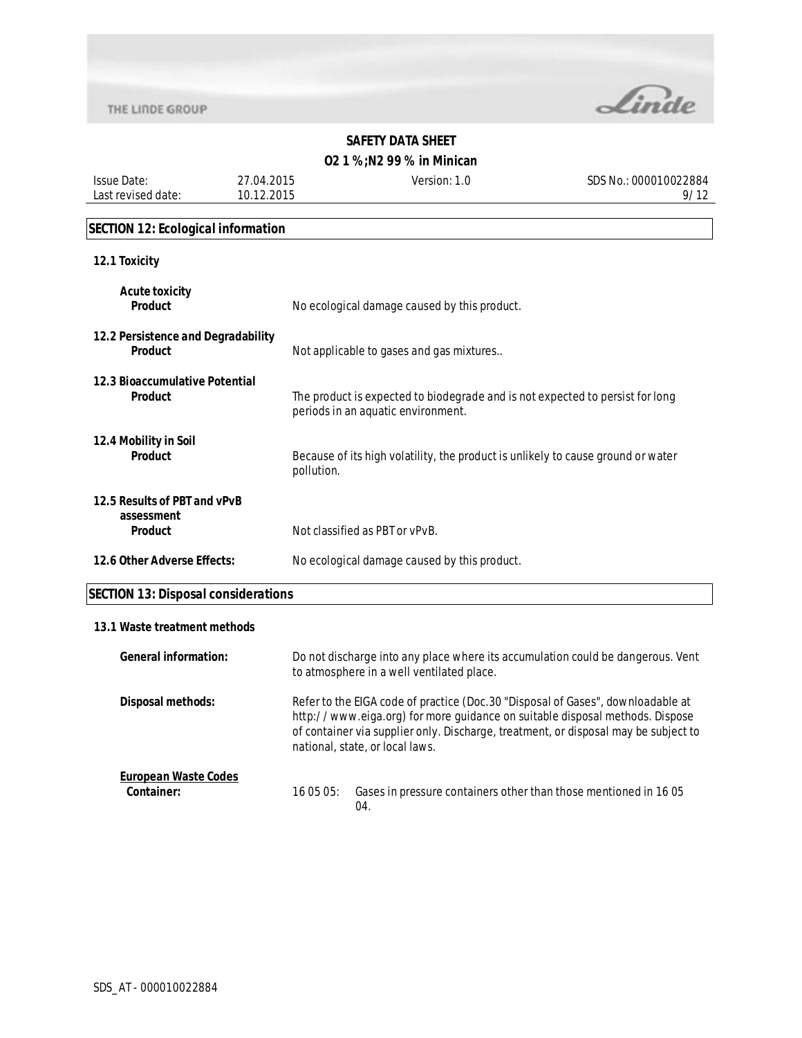## SECTION 12: Ecological information

### 12.1 Toxicity

**Acute toxicity**

**Product** — No ecological damage caused by this product.

### 12.2 Persistence and Degradability

**Product** — Not applicable to gases and gas mixtures..

### 12.3 Bioaccumulative Potential

**Product** — The product is expected to biodegrade and is not expected to persist for long periods in an aquatic environment.

### 12.4 Mobility in Soil

**Product** — Because of its high volatility, the product is unlikely to cause ground or water pollution.

### 12.5 Results of PBT and vPvB assessment

**Product** — Not classified as PBT or vPvB.

### 12.6 Other Adverse Effects:

No ecological damage caused by this product.

## SECTION 13: Disposal considerations

### 13.1 Waste treatment methods

**General information:** Do not discharge into any place where its accumulation could be dangerous. Vent to atmosphere in a well ventilated place.

**Disposal methods:** Refer to the EIGA code of practice (Doc.30 "Disposal of Gases", downloadable at http://www.eiga.org) for more guidance on suitable disposal methods. Dispose of container via supplier only. Discharge, treatment, or disposal may be subject to national, state, or local laws.

**European Waste Codes**

**Container:** 16 05 05: Gases in pressure containers other than those mentioned in 16 05 04.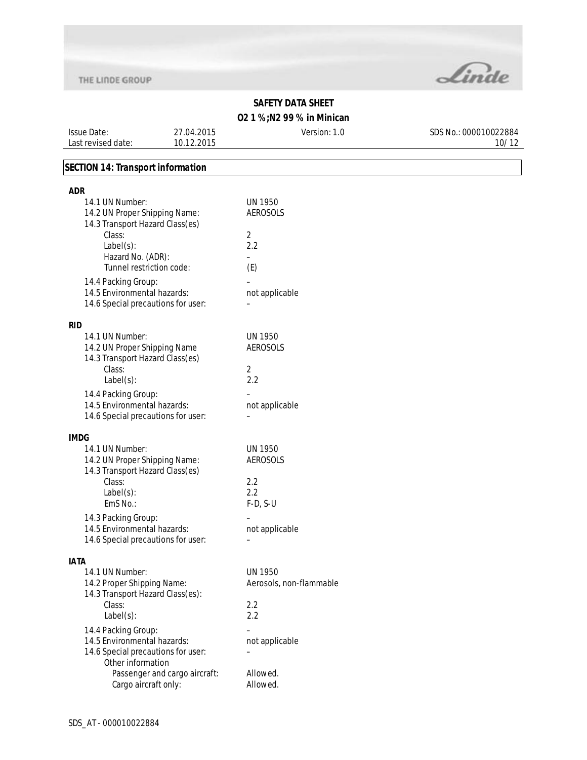## SECTION 14: Transport information

### ADR

| | |
|---|---|
| 14.1 UN Number: | UN 1950 |
| 14.2 UN Proper Shipping Name: | AEROSOLS |
| 14.3 Transport Hazard Class(es) | |
| Class: | 2 |
| Label(s): | 2.2 |
| Hazard No. (ADR): | – |
| Tunnel restriction code: | (E) |
| 14.4 Packing Group: | – |
| 14.5 Environmental hazards: | not applicable |
| 14.6 Special precautions for user: | – |

### RID

| | |
|---|---|
| 14.1 UN Number: | UN 1950 |
| 14.2 UN Proper Shipping Name | AEROSOLS |
| 14.3 Transport Hazard Class(es) | |
| Class: | 2 |
| Label(s): | 2.2 |
| 14.4 Packing Group: | – |
| 14.5 Environmental hazards: | not applicable |
| 14.6 Special precautions for user: | – |

### IMDG

| | |
|---|---|
| 14.1 UN Number: | UN 1950 |
| 14.2 UN Proper Shipping Name: | AEROSOLS |
| 14.3 Transport Hazard Class(es) | |
| Class: | 2.2 |
| Label(s): | 2.2 |
| EmS No.: | F-D, S-U |
| 14.3 Packing Group: | – |
| 14.5 Environmental hazards: | not applicable |
| 14.6 Special precautions for user: | – |

### IATA

| | |
|---|---|
| 14.1 UN Number: | UN 1950 |
| 14.2 Proper Shipping Name: | Aerosols, non-flammable |
| 14.3 Transport Hazard Class(es): | |
| Class: | 2.2 |
| Label(s): | 2.2 |
| 14.4 Packing Group: | – |
| 14.5 Environmental hazards: | not applicable |
| 14.6 Special precautions for user: | – |
| Other information | |
| Passenger and cargo aircraft: | Allowed. |
| Cargo aircraft only: | Allowed. |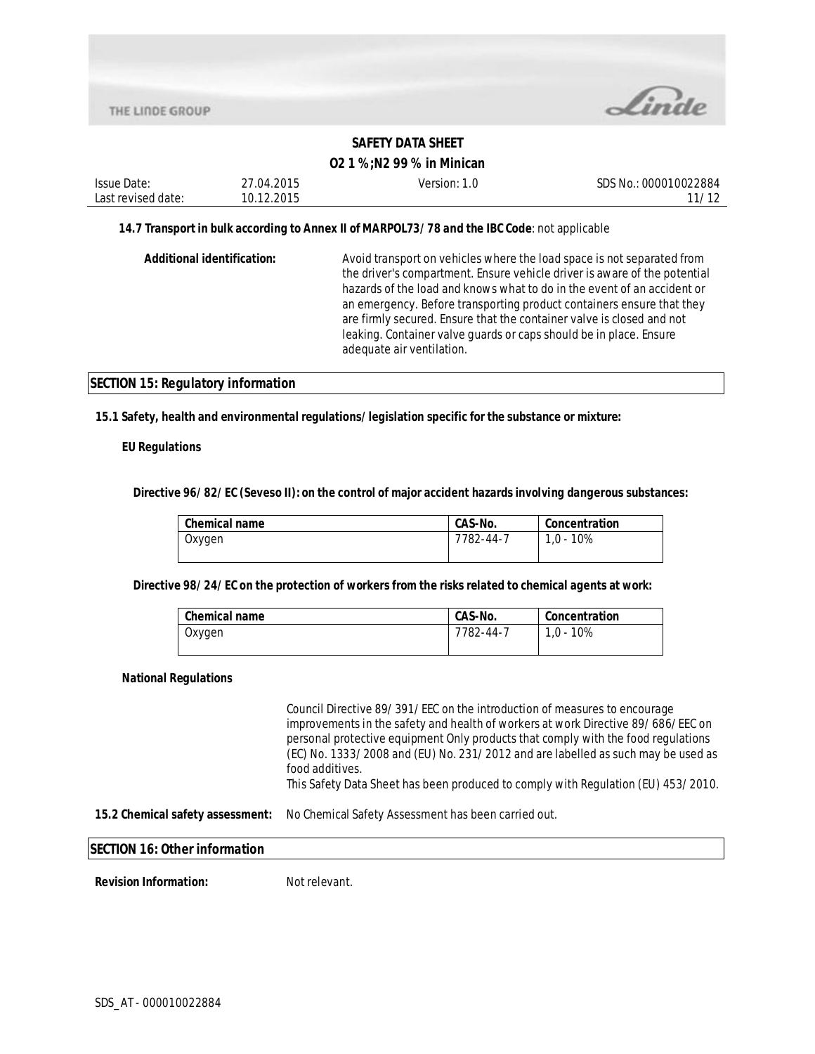**14.7 Transport in bulk according to Annex II of MARPOL73/78 and the IBC Code**: not applicable

**Additional identification:** Avoid transport on vehicles where the load space is not separated from the driver's compartment. Ensure vehicle driver is aware of the potential hazards of the load and knows what to do in the event of an accident or an emergency. Before transporting product containers ensure that they are firmly secured. Ensure that the container valve is closed and not leaking. Container valve guards or caps should be in place. Ensure adequate air ventilation.

## SECTION 15: Regulatory information

**15.1 Safety, health and environmental regulations/legislation specific for the substance or mixture:**

**EU Regulations**

**Directive 96/82/EC (Seveso II): on the control of major accident hazards involving dangerous substances:**

| Chemical name | CAS-No. | Concentration |
|---|---|---|
| Oxygen | 7782-44-7 | 1,0 - 10% |

**Directive 98/24/EC on the protection of workers from the risks related to chemical agents at work:**

| Chemical name | CAS-No. | Concentration |
|---|---|---|
| Oxygen | 7782-44-7 | 1,0 - 10% |

**National Regulations**

Council Directive 89/391/EEC on the introduction of measures to encourage improvements in the safety and health of workers at work Directive 89/686/EEC on personal protective equipment Only products that comply with the food regulations (EC) No. 1333/2008 and (EU) No. 231/2012 and are labelled as such may be used as food additives.
This Safety Data Sheet has been produced to comply with Regulation (EU) 453/2010.

**15.2 Chemical safety assessment:** No Chemical Safety Assessment has been carried out.

## SECTION 16: Other information

**Revision Information:** Not relevant.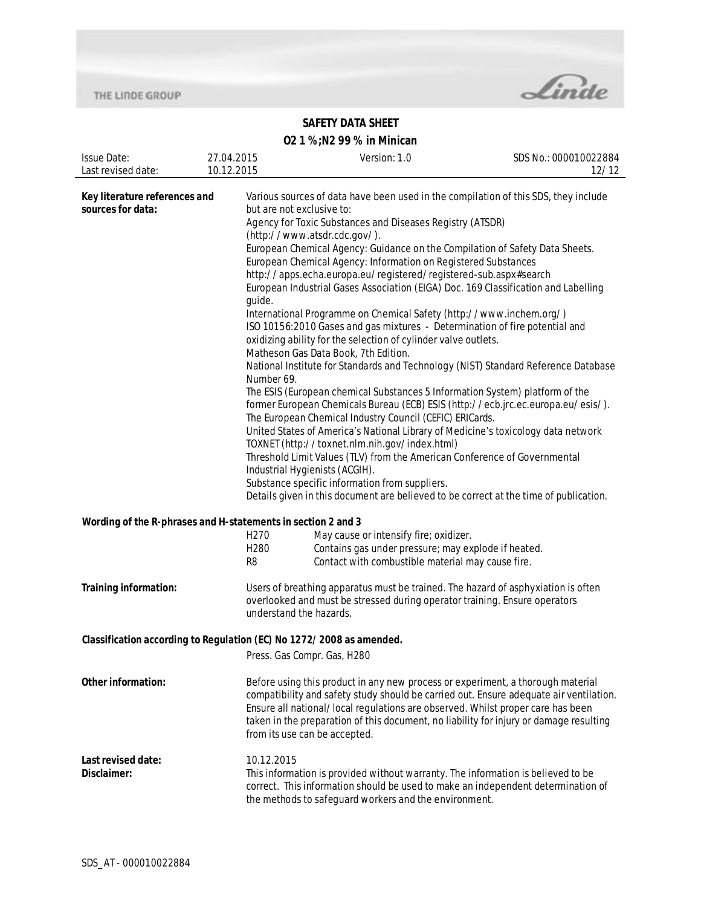**Key literature references and sources for data:**

Various sources of data have been used in the compilation of this SDS, they include but are not exclusive to:
Agency for Toxic Substances and Diseases Registry (ATSDR) (http://www.atsdr.cdc.gov/).
European Chemical Agency: Guidance on the Compilation of Safety Data Sheets.
European Chemical Agency: Information on Registered Substances http://apps.echa.europa.eu/registered/registered-sub.aspx#search
European Industrial Gases Association (EIGA) Doc. 169 Classification and Labelling guide.
International Programme on Chemical Safety (http://www.inchem.org/)
ISO 10156:2010 Gases and gas mixtures - Determination of fire potential and oxidizing ability for the selection of cylinder valve outlets.
Matheson Gas Data Book, 7th Edition.
National Institute for Standards and Technology (NIST) Standard Reference Database Number 69.
The ESIS (European chemical Substances 5 Information System) platform of the former European Chemicals Bureau (ECB) ESIS (http://ecb.jrc.ec.europa.eu/esis/).
The European Chemical Industry Council (CEFIC) ERICards.
United States of America's National Library of Medicine's toxicology data network TOXNET (http://toxnet.nlm.nih.gov/index.html)
Threshold Limit Values (TLV) from the American Conference of Governmental Industrial Hygienists (ACGIH).
Substance specific information from suppliers.
Details given in this document are believed to be correct at the time of publication.

**Wording of the R-phrases and H-statements in section 2 and 3**

| | |
|---|---|
| H270 | May cause or intensify fire; oxidizer. |
| H280 | Contains gas under pressure; may explode if heated. |
| R8 | Contact with combustible material may cause fire. |

**Training information:**

Users of breathing apparatus must be trained. The hazard of asphyxiation is often overlooked and must be stressed during operator training. Ensure operators understand the hazards.

**Classification according to Regulation (EC) No 1272/2008 as amended.**

Press. Gas Compr. Gas, H280

**Other information:**

Before using this product in any new process or experiment, a thorough material compatibility and safety study should be carried out. Ensure adequate air ventilation. Ensure all national/local regulations are observed. Whilst proper care has been taken in the preparation of this document, no liability for injury or damage resulting from its use can be accepted.

**Last revised date:** 10.12.2015

**Disclaimer:**

This information is provided without warranty. The information is believed to be correct. This information should be used to make an independent determination of the methods to safeguard workers and the environment.